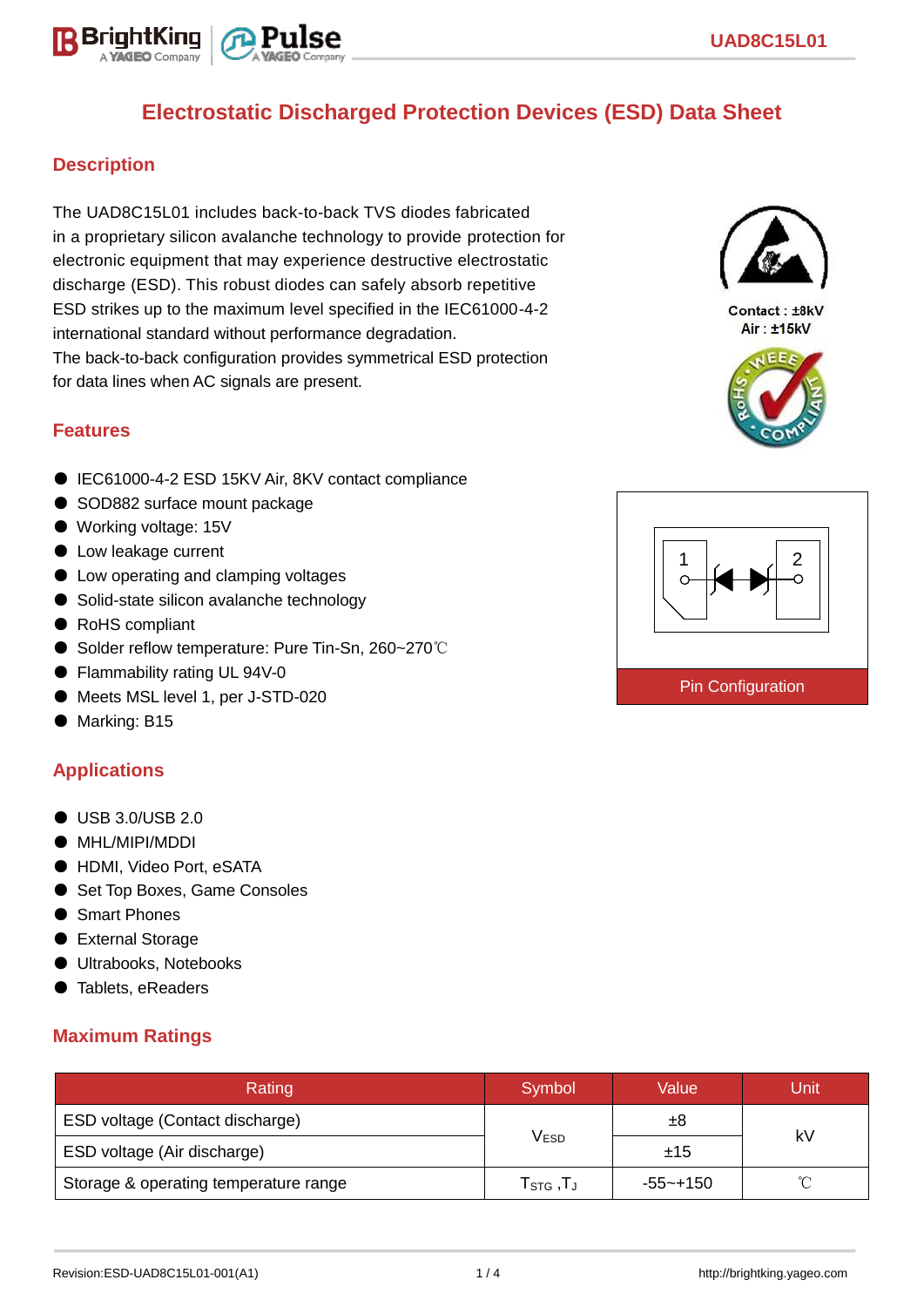# Electrostatic Discharged Protection Devices (ESD) Data Sheet

## Description

The UAD8C15L01 includes back-to-back TVS diodes fabricated in a proprietary silicon avalanche technology to provide protection for electronic equipment that may experience destructive electrostatic discharge (ESD). This robust diodes can safely absorb repetitive ESD strikes up to the maximum level specified in the IEC61000-4-2 international standard without performance degradation.
The back-to-back configuration provides symmetrical ESD protection for data lines when AC signals are present.

Contact : ±8kV
Air : ±15kV

## Features

- IEC61000-4-2 ESD 15KV Air, 8KV contact compliance
- SOD882 surface mount package
- Working voltage: 15V
- Low leakage current
- Low operating and clamping voltages
- Solid-state silicon avalanche technology
- RoHS compliant
- Solder reflow temperature: Pure Tin-Sn, 260~270℃
- Flammability rating UL 94V-0
- Meets MSL level 1, per J-STD-020
- Marking: B15

1 2

Pin Configuration

## Applications

- USB 3.0/USB 2.0
- MHL/MIPI/MDDI
- HDMI, Video Port, eSATA
- Set Top Boxes, Game Consoles
- Smart Phones
- External Storage
- Ultrabooks, Notebooks
- Tablets, eReaders

## Maximum Ratings

| Rating | Symbol | Value | Unit |
|---|---|---|---|
| ESD voltage (Contact discharge) | $V_{ESD}$ | ±8 | kV |
| ESD voltage (Air discharge) | | ±15 | |
| Storage & operating temperature range | $T_{STG}$ ,$T_J$ | -55~+150 | ℃ |

Revision:ESD-UAD8C15L01-001(A1)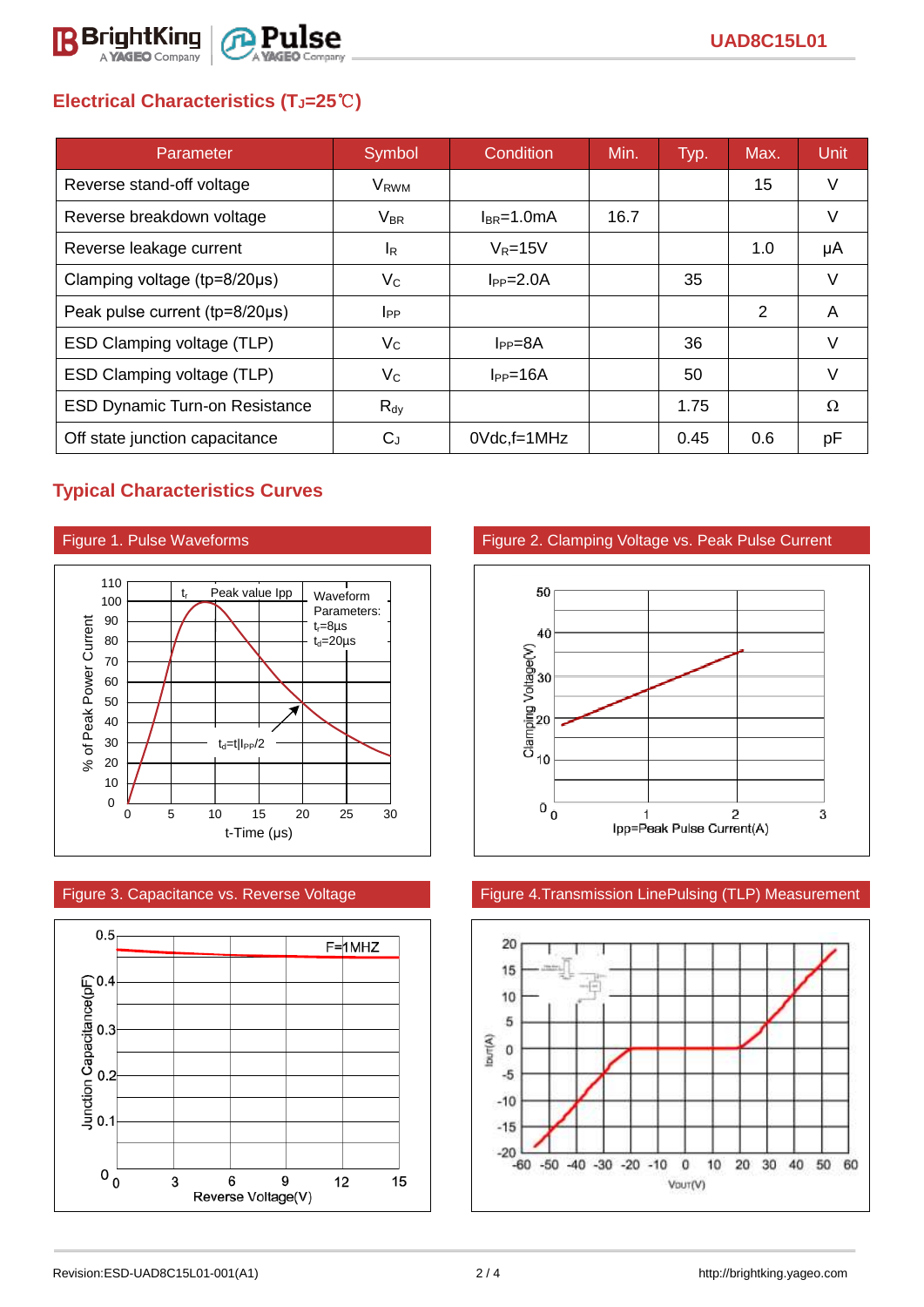## Electrical Characteristics ($T_J$=25℃)

| Parameter | Symbol | Condition | Min. | Typ. | Max. | Unit |
|---|---|---|---|---|---|---|
| Reverse stand-off voltage | $V_{RWM}$ | | | | 15 | V |
| Reverse breakdown voltage | $V_{BR}$ | $I_{BR}$=1.0mA | 16.7 | | | V |
| Reverse leakage current | $I_R$ | $V_R$=15V | | | 1.0 | μA |
| Clamping voltage (tp=8/20μs) | $V_C$ | $I_{PP}$=2.0A | | 35 | | V |
| Peak pulse current (tp=8/20μs) | $I_{PP}$ | | | | 2 | A |
| ESD Clamping voltage (TLP) | $V_C$ | $I_{PP}$=8A | | 36 | | V |
| ESD Clamping voltage (TLP) | $V_C$ | $I_{PP}$=16A | | 50 | | V |
| ESD Dynamic Turn-on Resistance | $R_{dy}$ | | | 1.75 | | Ω |
| Off state junction capacitance | $C_J$ | 0Vdc,f=1MHz | | 0.45 | 0.6 | pF |

## Typical Characteristics Curves

Figure 1. Pulse Waveforms

Figure 2. Clamping Voltage vs. Peak Pulse Current

Figure 3. Capacitance vs. Reverse Voltage

Figure 4.Transmission LinePulsing (TLP) Measurement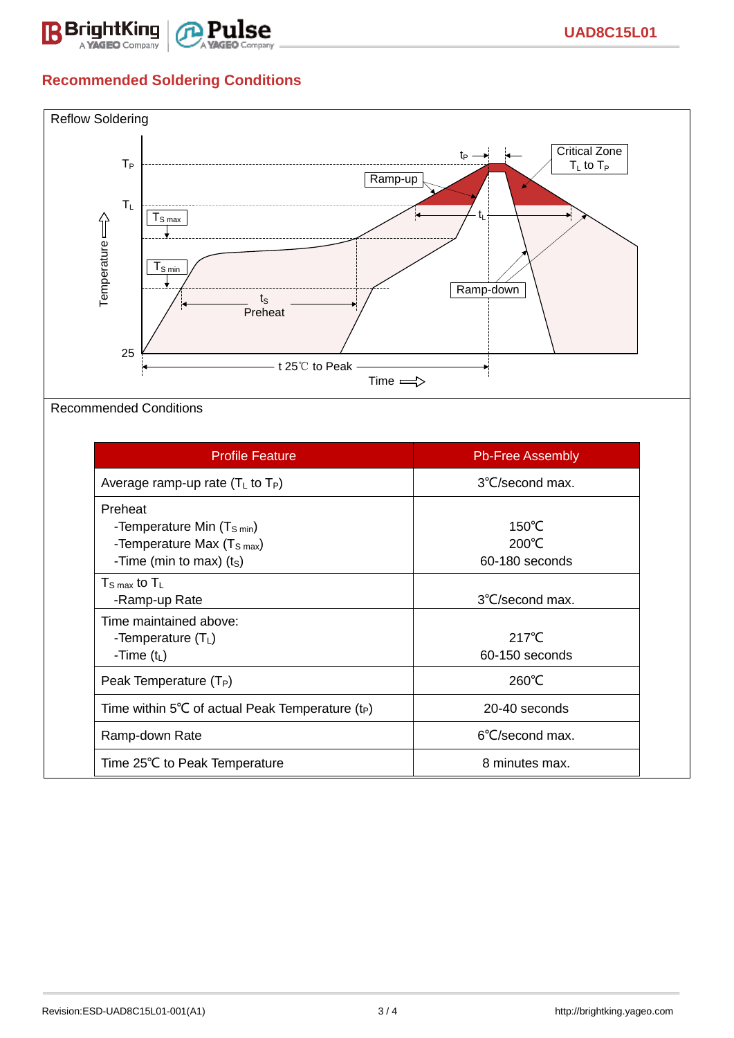## Recommended Soldering Conditions

Reflow Soldering

Recommended Conditions

| Profile Feature | Pb-Free Assembly |
|---|---|
| Average ramp-up rate ($T_L$ to $T_P$) | 3℃/second max. |
| Preheat<br>-Temperature Min ($T_{S\ min}$)<br>-Temperature Max ($T_{S\ max}$)<br>-Time (min to max) ($t_S$) | 150℃<br>200℃<br>60-180 seconds |
| $T_{S\ max}$ to $T_L$<br>-Ramp-up Rate | 3℃/second max. |
| Time maintained above:<br>-Temperature ($T_L$)<br>-Time ($t_L$) | 217℃<br>60-150 seconds |
| Peak Temperature ($T_P$) | 260℃ |
| Time within 5℃ of actual Peak Temperature ($t_P$) | 20-40 seconds |
| Ramp-down Rate | 6℃/second max. |
| Time 25℃ to Peak Temperature | 8 minutes max. |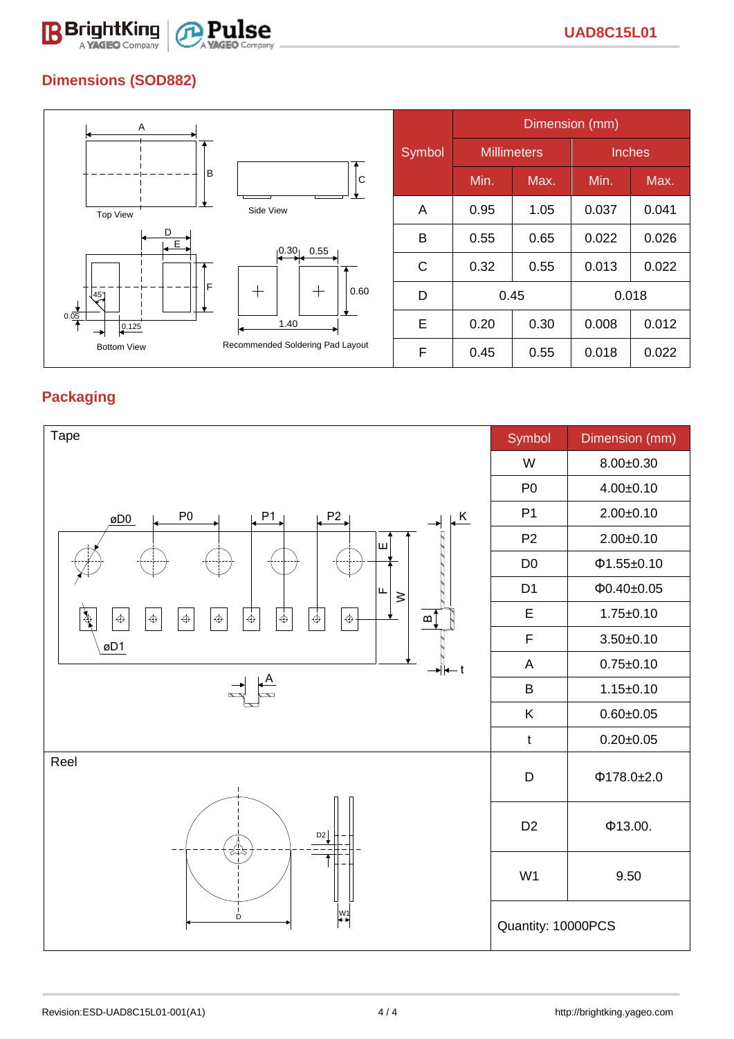## Dimensions (SOD882)

A

B

Top View

C

Side View

D

E

F

45°

0.05

0.125

Bottom View

0.30

0.55

0.60

1.40

Recommended Soldering Pad Layout

| Symbol | Dimension (mm) | | | |
|---|---|---|---|---|
| | Millimeters | | Inches | |
| | Min. | Max. | Min. | Max. |
| A | 0.95 | 1.05 | 0.037 | 0.041 |
| B | 0.55 | 0.65 | 0.022 | 0.026 |
| C | 0.32 | 0.55 | 0.013 | 0.022 |
| D | 0.45 | | 0.018 | |
| E | 0.20 | 0.30 | 0.008 | 0.012 |
| F | 0.45 | 0.55 | 0.018 | 0.022 |

## Packaging

Tape

øD0 P0 P1 P2 K E F W B øD1 A t

Reel

D2 D W1

| Symbol | Dimension (mm) |
|---|---|
| W | 8.00±0.30 |
| P0 | 4.00±0.10 |
| P1 | 2.00±0.10 |
| P2 | 2.00±0.10 |
| D0 | Φ1.55±0.10 |
| D1 | Φ0.40±0.05 |
| E | 1.75±0.10 |
| F | 3.50±0.10 |
| A | 0.75±0.10 |
| B | 1.15±0.10 |
| K | 0.60±0.05 |
| t | 0.20±0.05 |
| D | Φ178.0±2.0 |
| D2 | Φ13.00. |
| W1 | 9.50 |
| Quantity: 10000PCS | |

Revision:ESD-UAD8C15L01-001(A1)

http://brightking.yageo.com